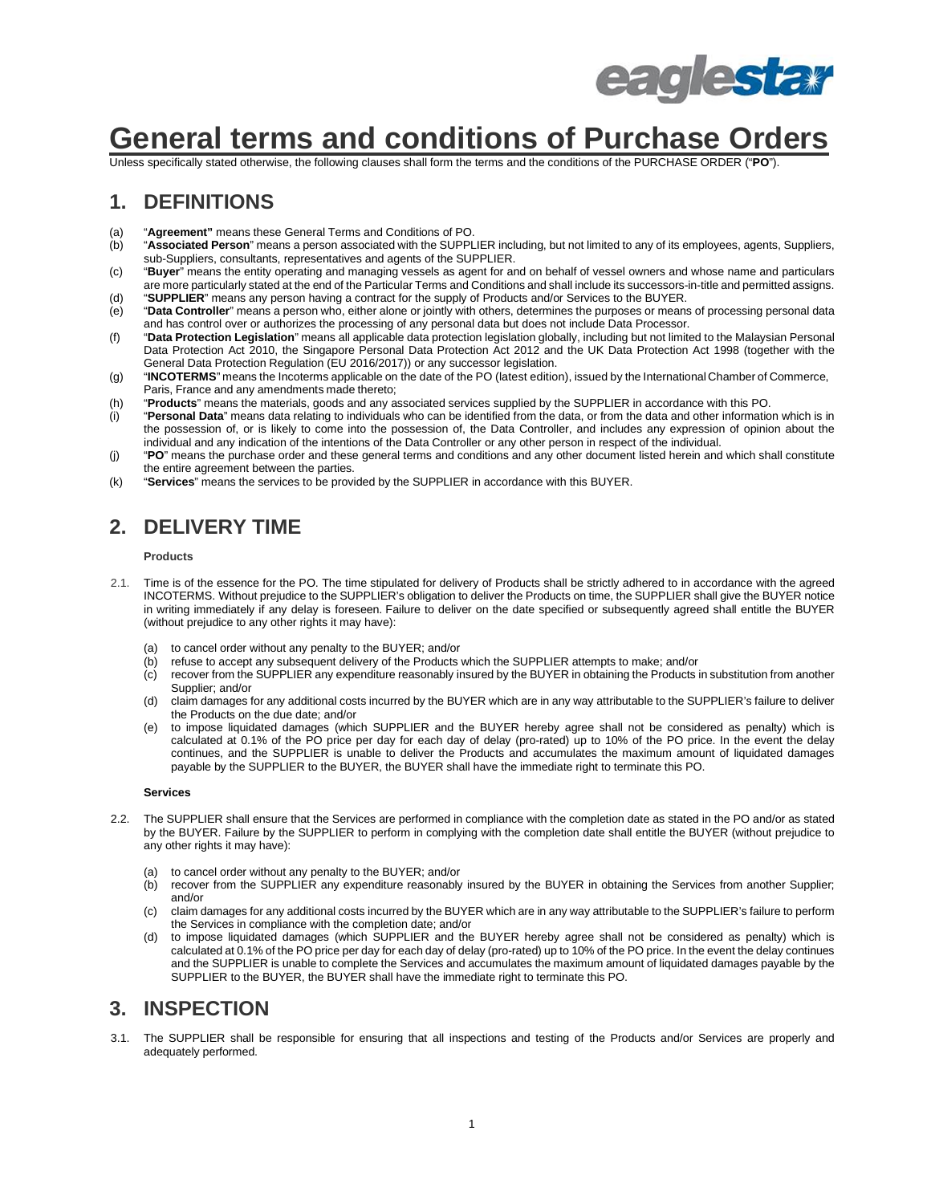# General terms and conditions of Purchase Orders

Unless specifically stated otherwise, the following clauses shall form the terms and the conditions of the PURCHASE ORDER ("**PO**").

## 1. DEFINITIONS

(a) "**Agreement"** means these General Terms and Conditions of PO.

(b) "**Associated Person**" means a person associated with the SUPPLIER including, but not limited to any of its employees, agents, Suppliers, sub-Suppliers, consultants, representatives and agents of the SUPPLIER.

(c) "**Buyer**" means the entity operating and managing vessels as agent for and on behalf of vessel owners and whose name and particulars are more particularly stated at the end of the Particular Terms and Conditions and shall include its successors-in-title and permitted assigns.

(d) "**SUPPLIER**" means any person having a contract for the supply of Products and/or Services to the BUYER.

(e) "**Data Controller**" means a person who, either alone or jointly with others, determines the purposes or means of processing personal data and has control over or authorizes the processing of any personal data but does not include Data Processor.

(f) "**Data Protection Legislation**" means all applicable data protection legislation globally, including but not limited to the Malaysian Personal Data Protection Act 2010, the Singapore Personal Data Protection Act 2012 and the UK Data Protection Act 1998 (together with the General Data Protection Regulation (EU 2016/2017)) or any successor legislation.

(g) "**INCOTERMS**" means the Incoterms applicable on the date of the PO (latest edition), issued by the International Chamber of Commerce, Paris, France and any amendments made thereto;

(h) "**Products**" means the materials, goods and any associated services supplied by the SUPPLIER in accordance with this PO.

(i) "**Personal Data**" means data relating to individuals who can be identified from the data, or from the data and other information which is in the possession of, or is likely to come into the possession of, the Data Controller, and includes any expression of opinion about the individual and any indication of the intentions of the Data Controller or any other person in respect of the individual.

(j) "**PO**" means the purchase order and these general terms and conditions and any other document listed herein and which shall constitute the entire agreement between the parties.

(k) "**Services**" means the services to be provided by the SUPPLIER in accordance with this BUYER.

## 2. DELIVERY TIME

**Products**

2.1. Time is of the essence for the PO. The time stipulated for delivery of Products shall be strictly adhered to in accordance with the agreed INCOTERMS. Without prejudice to the SUPPLIER's obligation to deliver the Products on time, the SUPPLIER shall give the BUYER notice in writing immediately if any delay is foreseen. Failure to deliver on the date specified or subsequently agreed shall entitle the BUYER (without prejudice to any other rights it may have):

(a) to cancel order without any penalty to the BUYER; and/or

(b) refuse to accept any subsequent delivery of the Products which the SUPPLIER attempts to make; and/or

(c) recover from the SUPPLIER any expenditure reasonably insured by the BUYER in obtaining the Products in substitution from another Supplier; and/or

(d) claim damages for any additional costs incurred by the BUYER which are in any way attributable to the SUPPLIER's failure to deliver the Products on the due date; and/or

(e) to impose liquidated damages (which SUPPLIER and the BUYER hereby agree shall not be considered as penalty) which is calculated at 0.1% of the PO price per day for each day of delay (pro-rated) up to 10% of the PO price. In the event the delay continues, and the SUPPLIER is unable to deliver the Products and accumulates the maximum amount of liquidated damages payable by the SUPPLIER to the BUYER, the BUYER shall have the immediate right to terminate this PO.

**Services**

2.2. The SUPPLIER shall ensure that the Services are performed in compliance with the completion date as stated in the PO and/or as stated by the BUYER. Failure by the SUPPLIER to perform in complying with the completion date shall entitle the BUYER (without prejudice to any other rights it may have):

(a) to cancel order without any penalty to the BUYER; and/or

(b) recover from the SUPPLIER any expenditure reasonably insured by the BUYER in obtaining the Services from another Supplier; and/or

(c) claim damages for any additional costs incurred by the BUYER which are in any way attributable to the SUPPLIER's failure to perform the Services in compliance with the completion date; and/or

(d) to impose liquidated damages (which SUPPLIER and the BUYER hereby agree shall not be considered as penalty) which is calculated at 0.1% of the PO price per day for each day of delay (pro-rated) up to 10% of the PO price. In the event the delay continues and the SUPPLIER is unable to complete the Services and accumulates the maximum amount of liquidated damages payable by the SUPPLIER to the BUYER, the BUYER shall have the immediate right to terminate this PO.

## 3. INSPECTION

3.1. The SUPPLIER shall be responsible for ensuring that all inspections and testing of the Products and/or Services are properly and adequately performed.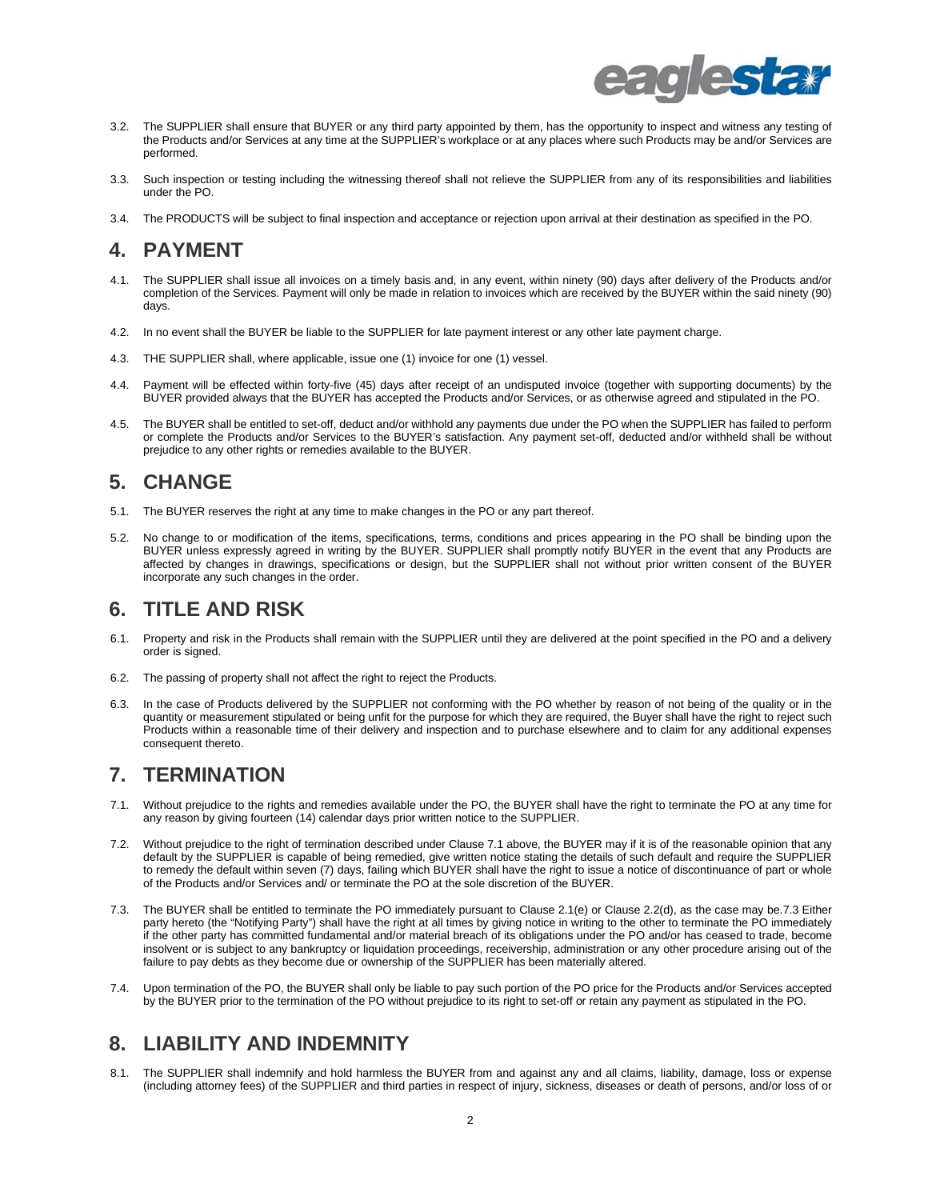3.2. The SUPPLIER shall ensure that BUYER or any third party appointed by them, has the opportunity to inspect and witness any testing of the Products and/or Services at any time at the SUPPLIER's workplace or at any places where such Products may be and/or Services are performed.

3.3. Such inspection or testing including the witnessing thereof shall not relieve the SUPPLIER from any of its responsibilities and liabilities under the PO.

3.4. The PRODUCTS will be subject to final inspection and acceptance or rejection upon arrival at their destination as specified in the PO.

## 4. PAYMENT

4.1. The SUPPLIER shall issue all invoices on a timely basis and, in any event, within ninety (90) days after delivery of the Products and/or completion of the Services. Payment will only be made in relation to invoices which are received by the BUYER within the said ninety (90) days.

4.2. In no event shall the BUYER be liable to the SUPPLIER for late payment interest or any other late payment charge.

4.3. THE SUPPLIER shall, where applicable, issue one (1) invoice for one (1) vessel.

4.4. Payment will be effected within forty-five (45) days after receipt of an undisputed invoice (together with supporting documents) by the BUYER provided always that the BUYER has accepted the Products and/or Services, or as otherwise agreed and stipulated in the PO.

4.5. The BUYER shall be entitled to set-off, deduct and/or withhold any payments due under the PO when the SUPPLIER has failed to perform or complete the Products and/or Services to the BUYER's satisfaction. Any payment set-off, deducted and/or withheld shall be without prejudice to any other rights or remedies available to the BUYER.

## 5. CHANGE

5.1. The BUYER reserves the right at any time to make changes in the PO or any part thereof.

5.2. No change to or modification of the items, specifications, terms, conditions and prices appearing in the PO shall be binding upon the BUYER unless expressly agreed in writing by the BUYER. SUPPLIER shall promptly notify BUYER in the event that any Products are affected by changes in drawings, specifications or design, but the SUPPLIER shall not without prior written consent of the BUYER incorporate any such changes in the order.

## 6. TITLE AND RISK

6.1. Property and risk in the Products shall remain with the SUPPLIER until they are delivered at the point specified in the PO and a delivery order is signed.

6.2. The passing of property shall not affect the right to reject the Products.

6.3. In the case of Products delivered by the SUPPLIER not conforming with the PO whether by reason of not being of the quality or in the quantity or measurement stipulated or being unfit for the purpose for which they are required, the Buyer shall have the right to reject such Products within a reasonable time of their delivery and inspection and to purchase elsewhere and to claim for any additional expenses consequent thereto.

## 7. TERMINATION

7.1. Without prejudice to the rights and remedies available under the PO, the BUYER shall have the right to terminate the PO at any time for any reason by giving fourteen (14) calendar days prior written notice to the SUPPLIER.

7.2. Without prejudice to the right of termination described under Clause 7.1 above, the BUYER may if it is of the reasonable opinion that any default by the SUPPLIER is capable of being remedied, give written notice stating the details of such default and require the SUPPLIER to remedy the default within seven (7) days, failing which BUYER shall have the right to issue a notice of discontinuance of part or whole of the Products and/or Services and/ or terminate the PO at the sole discretion of the BUYER.

7.3. The BUYER shall be entitled to terminate the PO immediately pursuant to Clause 2.1(e) or Clause 2.2(d), as the case may be.7.3 Either party hereto (the "Notifying Party") shall have the right at all times by giving notice in writing to the other to terminate the PO immediately if the other party has committed fundamental and/or material breach of its obligations under the PO and/or has ceased to trade, become insolvent or is subject to any bankruptcy or liquidation proceedings, receivership, administration or any other procedure arising out of the failure to pay debts as they become due or ownership of the SUPPLIER has been materially altered.

7.4. Upon termination of the PO, the BUYER shall only be liable to pay such portion of the PO price for the Products and/or Services accepted by the BUYER prior to the termination of the PO without prejudice to its right to set-off or retain any payment as stipulated in the PO.

## 8. LIABILITY AND INDEMNITY

8.1. The SUPPLIER shall indemnify and hold harmless the BUYER from and against any and all claims, liability, damage, loss or expense (including attorney fees) of the SUPPLIER and third parties in respect of injury, sickness, diseases or death of persons, and/or loss of or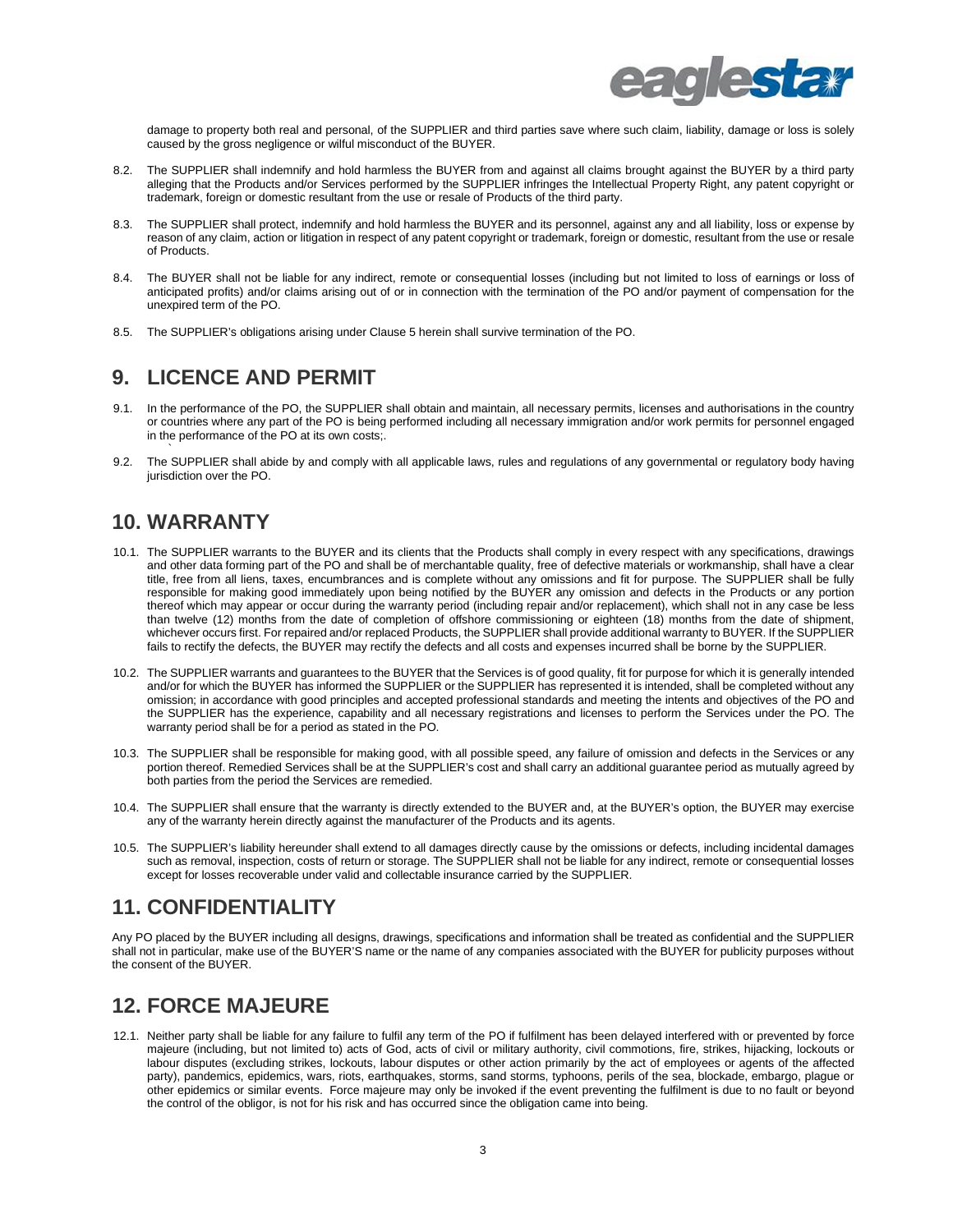damage to property both real and personal, of the SUPPLIER and third parties save where such claim, liability, damage or loss is solely caused by the gross negligence or wilful misconduct of the BUYER.

8.2. The SUPPLIER shall indemnify and hold harmless the BUYER from and against all claims brought against the BUYER by a third party alleging that the Products and/or Services performed by the SUPPLIER infringes the Intellectual Property Right, any patent copyright or trademark, foreign or domestic resultant from the use or resale of Products of the third party.

8.3. The SUPPLIER shall protect, indemnify and hold harmless the BUYER and its personnel, against any and all liability, loss or expense by reason of any claim, action or litigation in respect of any patent copyright or trademark, foreign or domestic, resultant from the use or resale of Products.

8.4. The BUYER shall not be liable for any indirect, remote or consequential losses (including but not limited to loss of earnings or loss of anticipated profits) and/or claims arising out of or in connection with the termination of the PO and/or payment of compensation for the unexpired term of the PO.

8.5. The SUPPLIER's obligations arising under Clause 5 herein shall survive termination of the PO.

## 9. LICENCE AND PERMIT

9.1. In the performance of the PO, the SUPPLIER shall obtain and maintain, all necessary permits, licenses and authorisations in the country or countries where any part of the PO is being performed including all necessary immigration and/or work permits for personnel engaged in the performance of the PO at its own costs;.

9.2. The SUPPLIER shall abide by and comply with all applicable laws, rules and regulations of any governmental or regulatory body having jurisdiction over the PO.

## 10. WARRANTY

10.1. The SUPPLIER warrants to the BUYER and its clients that the Products shall comply in every respect with any specifications, drawings and other data forming part of the PO and shall be of merchantable quality, free of defective materials or workmanship, shall have a clear title, free from all liens, taxes, encumbrances and is complete without any omissions and fit for purpose. The SUPPLIER shall be fully responsible for making good immediately upon being notified by the BUYER any omission and defects in the Products or any portion thereof which may appear or occur during the warranty period (including repair and/or replacement), which shall not in any case be less than twelve (12) months from the date of completion of offshore commissioning or eighteen (18) months from the date of shipment, whichever occurs first. For repaired and/or replaced Products, the SUPPLIER shall provide additional warranty to BUYER. If the SUPPLIER fails to rectify the defects, the BUYER may rectify the defects and all costs and expenses incurred shall be borne by the SUPPLIER.

10.2. The SUPPLIER warrants and guarantees to the BUYER that the Services is of good quality, fit for purpose for which it is generally intended and/or for which the BUYER has informed the SUPPLIER or the SUPPLIER has represented it is intended, shall be completed without any omission; in accordance with good principles and accepted professional standards and meeting the intents and objectives of the PO and the SUPPLIER has the experience, capability and all necessary registrations and licenses to perform the Services under the PO. The warranty period shall be for a period as stated in the PO.

10.3. The SUPPLIER shall be responsible for making good, with all possible speed, any failure of omission and defects in the Services or any portion thereof. Remedied Services shall be at the SUPPLIER's cost and shall carry an additional guarantee period as mutually agreed by both parties from the period the Services are remedied.

10.4. The SUPPLIER shall ensure that the warranty is directly extended to the BUYER and, at the BUYER's option, the BUYER may exercise any of the warranty herein directly against the manufacturer of the Products and its agents.

10.5. The SUPPLIER's liability hereunder shall extend to all damages directly cause by the omissions or defects, including incidental damages such as removal, inspection, costs of return or storage. The SUPPLIER shall not be liable for any indirect, remote or consequential losses except for losses recoverable under valid and collectable insurance carried by the SUPPLIER.

## 11. CONFIDENTIALITY

Any PO placed by the BUYER including all designs, drawings, specifications and information shall be treated as confidential and the SUPPLIER shall not in particular, make use of the BUYER'S name or the name of any companies associated with the BUYER for publicity purposes without the consent of the BUYER.

## 12. FORCE MAJEURE

12.1. Neither party shall be liable for any failure to fulfil any term of the PO if fulfilment has been delayed interfered with or prevented by force majeure (including, but not limited to) acts of God, acts of civil or military authority, civil commotions, fire, strikes, hijacking, lockouts or labour disputes (excluding strikes, lockouts, labour disputes or other action primarily by the act of employees or agents of the affected party), pandemics, epidemics, wars, riots, earthquakes, storms, sand storms, typhoons, perils of the sea, blockade, embargo, plague or other epidemics or similar events. Force majeure may only be invoked if the event preventing the fulfilment is due to no fault or beyond the control of the obligor, is not for his risk and has occurred since the obligation came into being.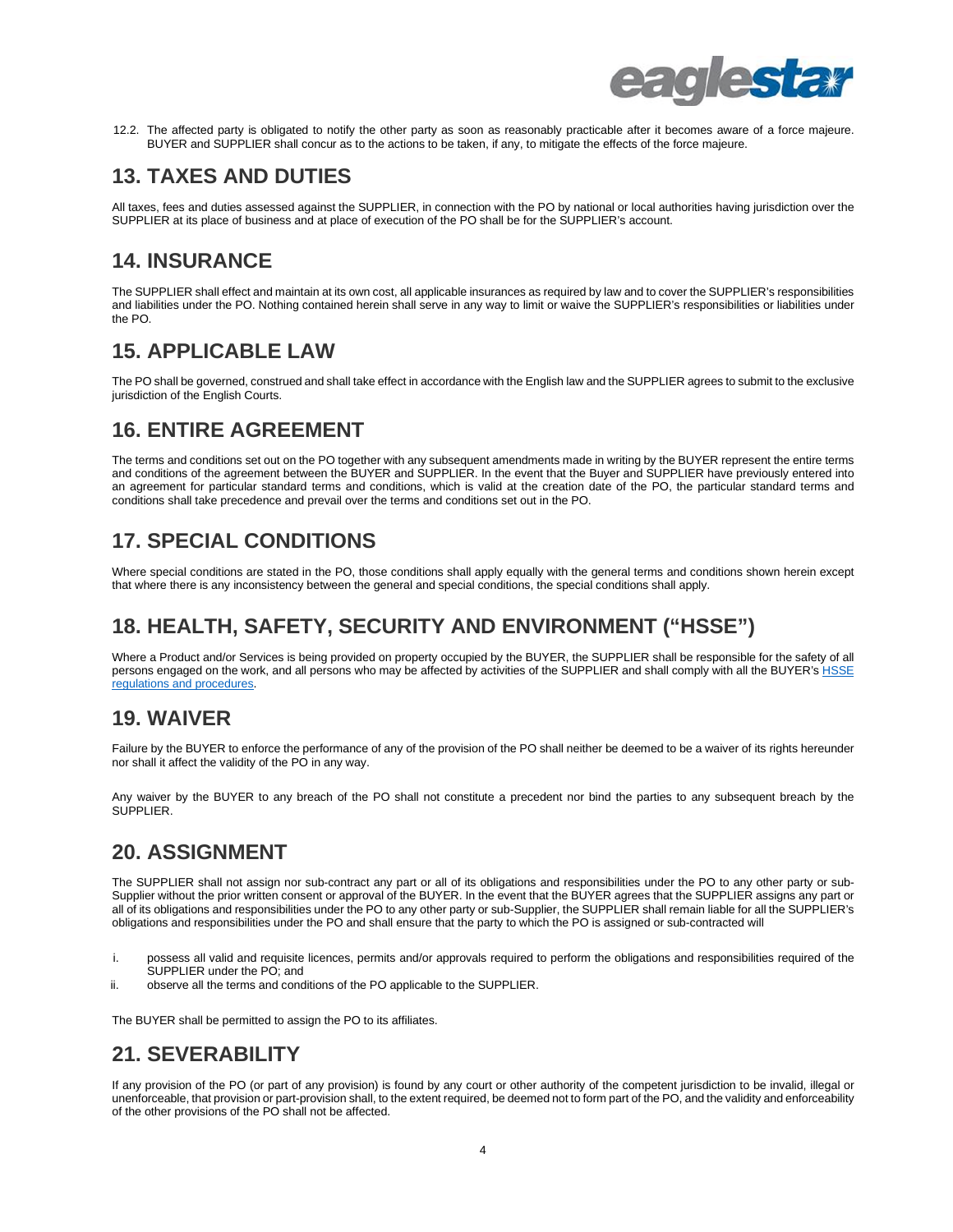12.2. The affected party is obligated to notify the other party as soon as reasonably practicable after it becomes aware of a force majeure. BUYER and SUPPLIER shall concur as to the actions to be taken, if any, to mitigate the effects of the force majeure.

## 13. TAXES AND DUTIES

All taxes, fees and duties assessed against the SUPPLIER, in connection with the PO by national or local authorities having jurisdiction over the SUPPLIER at its place of business and at place of execution of the PO shall be for the SUPPLIER's account.

## 14. INSURANCE

The SUPPLIER shall effect and maintain at its own cost, all applicable insurances as required by law and to cover the SUPPLIER's responsibilities and liabilities under the PO. Nothing contained herein shall serve in any way to limit or waive the SUPPLIER's responsibilities or liabilities under the PO.

## 15. APPLICABLE LAW

The PO shall be governed, construed and shall take effect in accordance with the English law and the SUPPLIER agrees to submit to the exclusive jurisdiction of the English Courts.

## 16. ENTIRE AGREEMENT

The terms and conditions set out on the PO together with any subsequent amendments made in writing by the BUYER represent the entire terms and conditions of the agreement between the BUYER and SUPPLIER. In the event that the Buyer and SUPPLIER have previously entered into an agreement for particular standard terms and conditions, which is valid at the creation date of the PO, the particular standard terms and conditions shall take precedence and prevail over the terms and conditions set out in the PO.

## 17. SPECIAL CONDITIONS

Where special conditions are stated in the PO, those conditions shall apply equally with the general terms and conditions shown herein except that where there is any inconsistency between the general and special conditions, the special conditions shall apply.

## 18. HEALTH, SAFETY, SECURITY AND ENVIRONMENT ("HSSE")

Where a Product and/or Services is being provided on property occupied by the BUYER, the SUPPLIER shall be responsible for the safety of all persons engaged on the work, and all persons who may be affected by activities of the SUPPLIER and shall comply with all the BUYER's HSSE regulations and procedures.

## 19. WAIVER

Failure by the BUYER to enforce the performance of any of the provision of the PO shall neither be deemed to be a waiver of its rights hereunder nor shall it affect the validity of the PO in any way.

Any waiver by the BUYER to any breach of the PO shall not constitute a precedent nor bind the parties to any subsequent breach by the SUPPLIER.

## 20. ASSIGNMENT

The SUPPLIER shall not assign nor sub-contract any part or all of its obligations and responsibilities under the PO to any other party or sub-Supplier without the prior written consent or approval of the BUYER. In the event that the BUYER agrees that the SUPPLIER assigns any part or all of its obligations and responsibilities under the PO to any other party or sub-Supplier, the SUPPLIER shall remain liable for all the SUPPLIER's obligations and responsibilities under the PO and shall ensure that the party to which the PO is assigned or sub-contracted will

i. possess all valid and requisite licences, permits and/or approvals required to perform the obligations and responsibilities required of the SUPPLIER under the PO; and
ii. observe all the terms and conditions of the PO applicable to the SUPPLIER.

The BUYER shall be permitted to assign the PO to its affiliates.

## 21. SEVERABILITY

If any provision of the PO (or part of any provision) is found by any court or other authority of the competent jurisdiction to be invalid, illegal or unenforceable, that provision or part-provision shall, to the extent required, be deemed not to form part of the PO, and the validity and enforceability of the other provisions of the PO shall not be affected.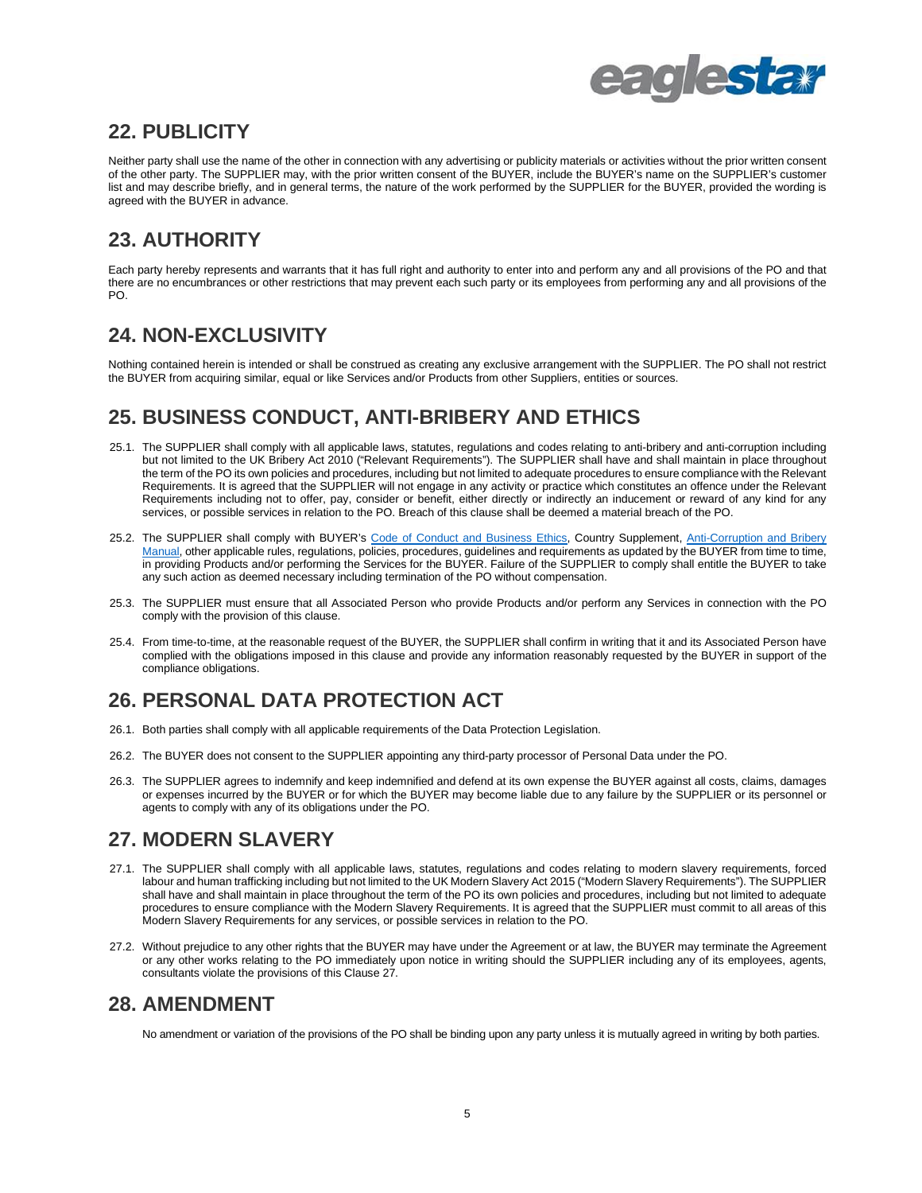## 22. PUBLICITY

Neither party shall use the name of the other in connection with any advertising or publicity materials or activities without the prior written consent of the other party. The SUPPLIER may, with the prior written consent of the BUYER, include the BUYER's name on the SUPPLIER's customer list and may describe briefly, and in general terms, the nature of the work performed by the SUPPLIER for the BUYER, provided the wording is agreed with the BUYER in advance.

## 23. AUTHORITY

Each party hereby represents and warrants that it has full right and authority to enter into and perform any and all provisions of the PO and that there are no encumbrances or other restrictions that may prevent each such party or its employees from performing any and all provisions of the PO.

## 24. NON-EXCLUSIVITY

Nothing contained herein is intended or shall be construed as creating any exclusive arrangement with the SUPPLIER. The PO shall not restrict the BUYER from acquiring similar, equal or like Services and/or Products from other Suppliers, entities or sources.

## 25. BUSINESS CONDUCT, ANTI-BRIBERY AND ETHICS

25.1. The SUPPLIER shall comply with all applicable laws, statutes, regulations and codes relating to anti-bribery and anti-corruption including but not limited to the UK Bribery Act 2010 ("Relevant Requirements"). The SUPPLIER shall have and shall maintain in place throughout the term of the PO its own policies and procedures, including but not limited to adequate procedures to ensure compliance with the Relevant Requirements. It is agreed that the SUPPLIER will not engage in any activity or practice which constitutes an offence under the Relevant Requirements including not to offer, pay, consider or benefit, either directly or indirectly an inducement or reward of any kind for any services, or possible services in relation to the PO. Breach of this clause shall be deemed a material breach of the PO.

25.2. The SUPPLIER shall comply with BUYER's Code of Conduct and Business Ethics, Country Supplement, Anti-Corruption and Bribery Manual, other applicable rules, regulations, policies, procedures, guidelines and requirements as updated by the BUYER from time to time, in providing Products and/or performing the Services for the BUYER. Failure of the SUPPLIER to comply shall entitle the BUYER to take any such action as deemed necessary including termination of the PO without compensation.

25.3. The SUPPLIER must ensure that all Associated Person who provide Products and/or perform any Services in connection with the PO comply with the provision of this clause.

25.4. From time-to-time, at the reasonable request of the BUYER, the SUPPLIER shall confirm in writing that it and its Associated Person have complied with the obligations imposed in this clause and provide any information reasonably requested by the BUYER in support of the compliance obligations.

## 26. PERSONAL DATA PROTECTION ACT

26.1. Both parties shall comply with all applicable requirements of the Data Protection Legislation.

26.2. The BUYER does not consent to the SUPPLIER appointing any third-party processor of Personal Data under the PO.

26.3. The SUPPLIER agrees to indemnify and keep indemnified and defend at its own expense the BUYER against all costs, claims, damages or expenses incurred by the BUYER or for which the BUYER may become liable due to any failure by the SUPPLIER or its personnel or agents to comply with any of its obligations under the PO.

## 27. MODERN SLAVERY

27.1. The SUPPLIER shall comply with all applicable laws, statutes, regulations and codes relating to modern slavery requirements, forced labour and human trafficking including but not limited to the UK Modern Slavery Act 2015 ("Modern Slavery Requirements"). The SUPPLIER shall have and shall maintain in place throughout the term of the PO its own policies and procedures, including but not limited to adequate procedures to ensure compliance with the Modern Slavery Requirements. It is agreed that the SUPPLIER must commit to all areas of this Modern Slavery Requirements for any services, or possible services in relation to the PO.

27.2. Without prejudice to any other rights that the BUYER may have under the Agreement or at law, the BUYER may terminate the Agreement or any other works relating to the PO immediately upon notice in writing should the SUPPLIER including any of its employees, agents, consultants violate the provisions of this Clause 27.

## 28. AMENDMENT

No amendment or variation of the provisions of the PO shall be binding upon any party unless it is mutually agreed in writing by both parties.